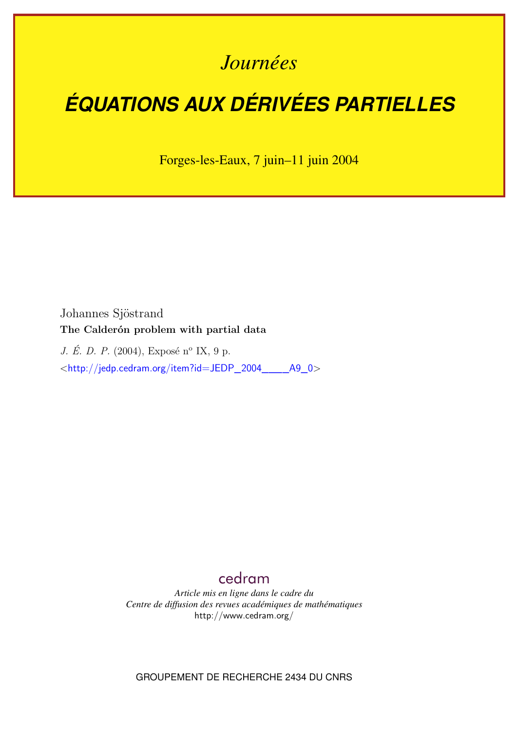# *Journées*

# ÉQUATIONS AUX DÉRIVÉES PARTIELLES

Forges-les-Eaux, 7 juin–11 juin 2004

Johannes Sjöstrand

**The Calderón problem with partial data**

*J. É. D. P.* (2004), Exposé n° IX, 9 p.

<http://jedp.cedram.org/item?id=JEDP_2004____A9_0>

cedram

*Article mis en ligne dans le cadre du*
*Centre de diffusion des revues académiques de mathématiques*
http://www.cedram.org/

GROUPEMENT DE RECHERCHE 2434 DU CNRS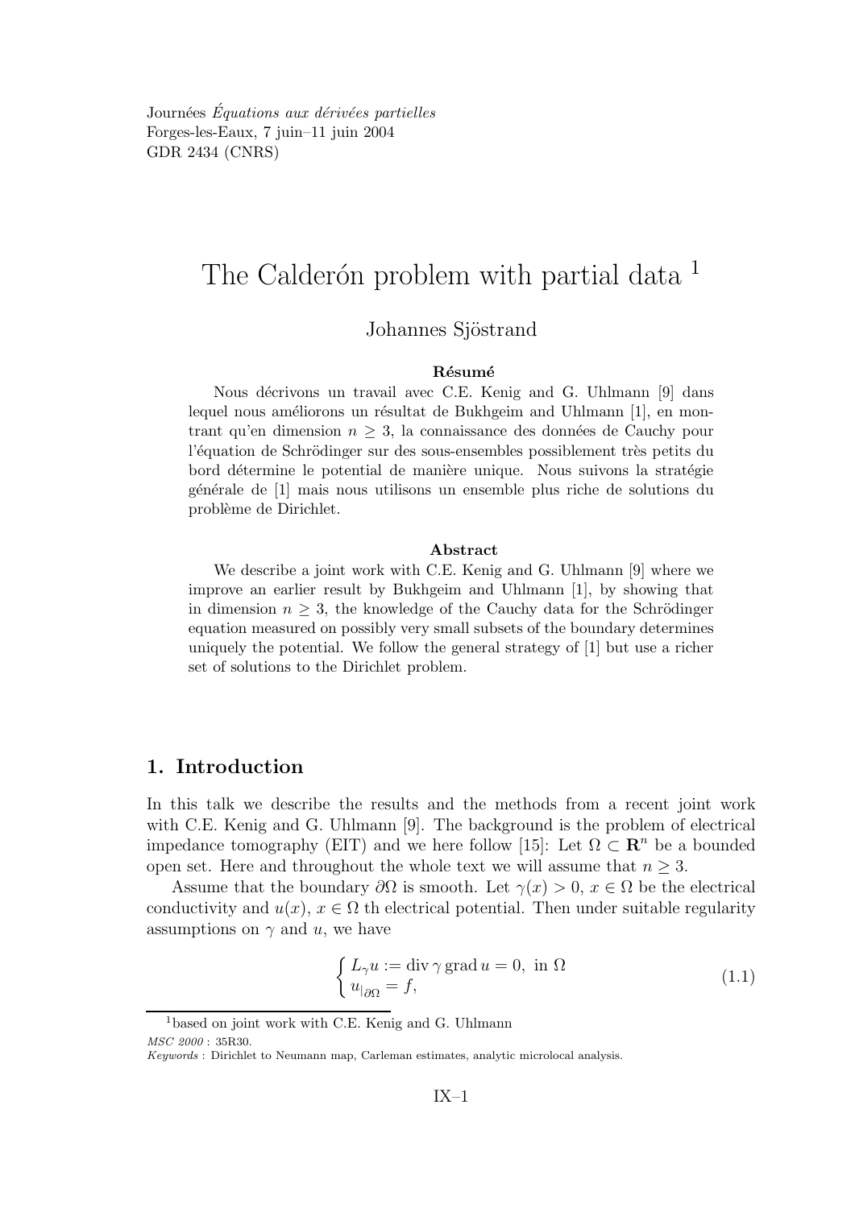Journées *Équations aux dérivées partielles*
Forges-les-Eaux, 7 juin–11 juin 2004
GDR 2434 (CNRS)

# The Calderón problem with partial data [1]

Johannes Sjöstrand

**Résumé**

Nous décrivons un travail avec C.E. Kenig and G. Uhlmann [9] dans lequel nous améliorons un résultat de Bukhgeim and Uhlmann [1], en montrant qu'en dimension $n \geq 3$, la connaissance des données de Cauchy pour l'équation de Schrödinger sur des sous-ensembles possiblement très petits du bord détermine le potential de manière unique. Nous suivons la stratégie générale de [1] mais nous utilisons un ensemble plus riche de solutions du problème de Dirichlet.

**Abstract**

We describe a joint work with C.E. Kenig and G. Uhlmann [9] where we improve an earlier result by Bukhgeim and Uhlmann [1], by showing that in dimension $n \geq 3$, the knowledge of the Cauchy data for the Schrödinger equation measured on possibly very small subsets of the boundary determines uniquely the potential. We follow the general strategy of [1] but use a richer set of solutions to the Dirichlet problem.

## 1. Introduction

In this talk we describe the results and the methods from a recent joint work with C.E. Kenig and G. Uhlmann [9]. The background is the problem of electrical impedance tomography (EIT) and we here follow [15]: Let $\Omega \subset \mathbf{R}^n$ be a bounded open set. Here and throughout the whole text we will assume that $n \geq 3$.

Assume that the boundary $\partial\Omega$ is smooth. Let $\gamma(x) > 0$, $x \in \Omega$ be the electrical conductivity and $u(x)$, $x \in \Omega$ th electrical potential. Then under suitable regularity assumptions on $\gamma$ and $u$, we have

$$\begin{cases} L_\gamma u := \operatorname{div} \gamma \operatorname{grad} u = 0, \text{ in } \Omega \\ u_{|\partial\Omega} = f, \end{cases} \tag{1.1}$$

[1] based on joint work with C.E. Kenig and G. Uhlmann

*MSC 2000* : 35R30.

*Keywords* : Dirichlet to Neumann map, Carleman estimates, analytic microlocal analysis.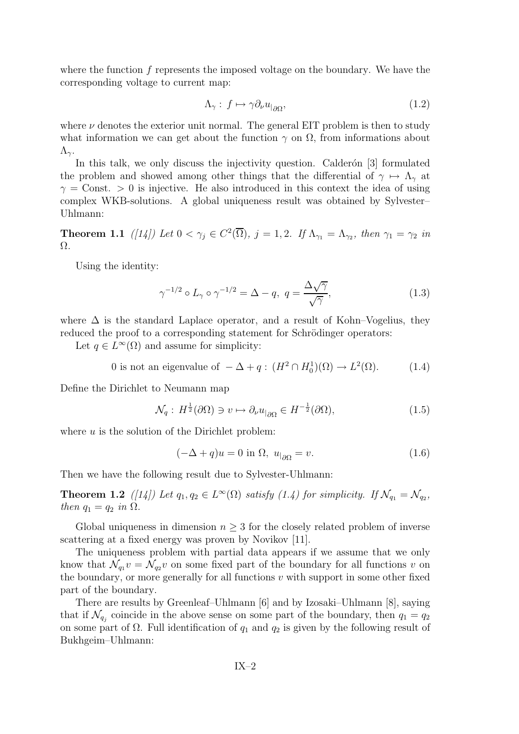where the function $f$ represents the imposed voltage on the boundary. We have the corresponding voltage to current map:

$$\Lambda_\gamma : f \mapsto \gamma \partial_\nu u_{|\partial\Omega}, \tag{1.2}$$

where $\nu$ denotes the exterior unit normal. The general EIT problem is then to study what information we can get about the function $\gamma$ on $\Omega$, from informations about $\Lambda_\gamma$.

In this talk, we only discuss the injectivity question. Calderón [3] formulated the problem and showed among other things that the differential of $\gamma \mapsto \Lambda_\gamma$ at $\gamma = \text{Const.} > 0$ is injective. He also introduced in this context the idea of using complex WKB-solutions. A global uniqueness result was obtained by Sylvester–Uhlmann:

**Theorem 1.1** *([14]) Let $0 < \gamma_j \in C^2(\overline{\Omega})$, $j = 1, 2$. If $\Lambda_{\gamma_1} = \Lambda_{\gamma_2}$, then $\gamma_1 = \gamma_2$ in $\Omega$.*

Using the identity:

$$\gamma^{-1/2} \circ L_\gamma \circ \gamma^{-1/2} = \Delta - q, \; q = \frac{\Delta\sqrt{\gamma}}{\sqrt{\gamma}}, \tag{1.3}$$

where $\Delta$ is the standard Laplace operator, and a result of Kohn–Vogelius, they reduced the proof to a corresponding statement for Schrödinger operators:

Let $q \in L^\infty(\Omega)$ and assume for simplicity:

$$0 \text{ is not an eigenvalue of } -\Delta + q : (H^2 \cap H_0^1)(\Omega) \to L^2(\Omega). \tag{1.4}$$

Define the Dirichlet to Neumann map

$$\mathcal{N}_q : H^{\frac{1}{2}}(\partial\Omega) \ni v \mapsto \partial_\nu u_{|\partial\Omega} \in H^{-\frac{1}{2}}(\partial\Omega), \tag{1.5}$$

where $u$ is the solution of the Dirichlet problem:

$$(-\Delta + q)u = 0 \text{ in } \Omega, \; u_{|\partial\Omega} = v. \tag{1.6}$$

Then we have the following result due to Sylvester-Uhlmann:

**Theorem 1.2** *([14]) Let $q_1, q_2 \in L^\infty(\Omega)$ satisfy (1.4) for simplicity. If $\mathcal{N}_{q_1} = \mathcal{N}_{q_2}$, then $q_1 = q_2$ in $\Omega$.*

Global uniqueness in dimension $n \geq 3$ for the closely related problem of inverse scattering at a fixed energy was proven by Novikov [11].

The uniqueness problem with partial data appears if we assume that we only know that $\mathcal{N}_{q_1} v = \mathcal{N}_{q_2} v$ on some fixed part of the boundary for all functions $v$ on the boundary, or more generally for all functions $v$ with support in some other fixed part of the boundary.

There are results by Greenleaf–Uhlmann [6] and by Izosaki–Uhlmann [8], saying that if $\mathcal{N}_{q_j}$ coincide in the above sense on some part of the boundary, then $q_1 = q_2$ on some part of $\Omega$. Full identification of $q_1$ and $q_2$ is given by the following result of Bukhgeim–Uhlmann: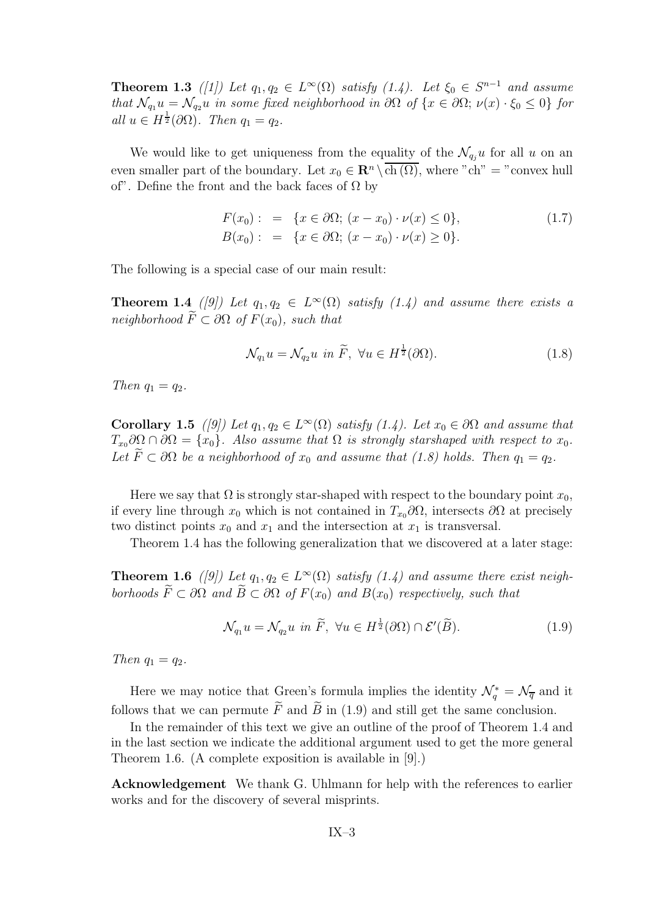**Theorem 1.3** *([1]) Let $q_1, q_2 \in L^\infty(\Omega)$ satisfy (1.4). Let $\xi_0 \in S^{n-1}$ and assume that $\mathcal{N}_{q_1} u = \mathcal{N}_{q_2} u$ in some fixed neighborhood in $\partial\Omega$ of $\{x \in \partial\Omega;\, \nu(x) \cdot \xi_0 \leq 0\}$ for all $u \in H^{\frac{1}{2}}(\partial\Omega)$. Then $q_1 = q_2$.*

We would like to get uniqueness from the equality of the $\mathcal{N}_{q_j} u$ for all $u$ on an even smaller part of the boundary. Let $x_0 \in \mathbf{R}^n \setminus \overline{\mathrm{ch}\,(\Omega)}$, where "ch" = "convex hull of". Define the front and the back faces of $\Omega$ by

$$
\begin{aligned}
F(x_0) : &= \{x \in \partial\Omega;\, (x - x_0) \cdot \nu(x) \leq 0\}, \\
B(x_0) : &= \{x \in \partial\Omega;\, (x - x_0) \cdot \nu(x) \geq 0\}.
\end{aligned}
\tag{1.7}
$$

The following is a special case of our main result:

**Theorem 1.4** *([9]) Let $q_1, q_2 \in L^\infty(\Omega)$ satisfy (1.4) and assume there exists a neighborhood $\widetilde{F} \subset \partial\Omega$ of $F(x_0)$, such that*

$$
\mathcal{N}_{q_1} u = \mathcal{N}_{q_2} u \text{ in } \widetilde{F},\ \forall u \in H^{\frac{1}{2}}(\partial\Omega). \tag{1.8}
$$

*Then $q_1 = q_2$.*

**Corollary 1.5** *([9]) Let $q_1, q_2 \in L^\infty(\Omega)$ satisfy (1.4). Let $x_0 \in \partial\Omega$ and assume that $T_{x_0}\partial\Omega \cap \partial\Omega = \{x_0\}$. Also assume that $\Omega$ is strongly starshaped with respect to $x_0$. Let $\widetilde{F} \subset \partial\Omega$ be a neighborhood of $x_0$ and assume that (1.8) holds. Then $q_1 = q_2$.*

Here we say that $\Omega$ is strongly star-shaped with respect to the boundary point $x_0$, if every line through $x_0$ which is not contained in $T_{x_0}\partial\Omega$, intersects $\partial\Omega$ at precisely two distinct points $x_0$ and $x_1$ and the intersection at $x_1$ is transversal.

Theorem 1.4 has the following generalization that we discovered at a later stage:

**Theorem 1.6** *([9]) Let $q_1, q_2 \in L^\infty(\Omega)$ satisfy (1.4) and assume there exist neighborhoods $\widetilde{F} \subset \partial\Omega$ and $\widetilde{B} \subset \partial\Omega$ of $F(x_0)$ and $B(x_0)$ respectively, such that*

$$
\mathcal{N}_{q_1} u = \mathcal{N}_{q_2} u \text{ in } \widetilde{F},\ \forall u \in H^{\frac{1}{2}}(\partial\Omega) \cap \mathcal{E}'(\widetilde{B}). \tag{1.9}
$$

*Then $q_1 = q_2$.*

Here we may notice that Green's formula implies the identity $\mathcal{N}_q^* = \mathcal{N}_{\overline{q}}$ and it follows that we can permute $\widetilde{F}$ and $\widetilde{B}$ in (1.9) and still get the same conclusion.

In the remainder of this text we give an outline of the proof of Theorem 1.4 and in the last section we indicate the additional argument used to get the more general Theorem 1.6. (A complete exposition is available in [9].)

**Acknowledgement** We thank G. Uhlmann for help with the references to earlier works and for the discovery of several misprints.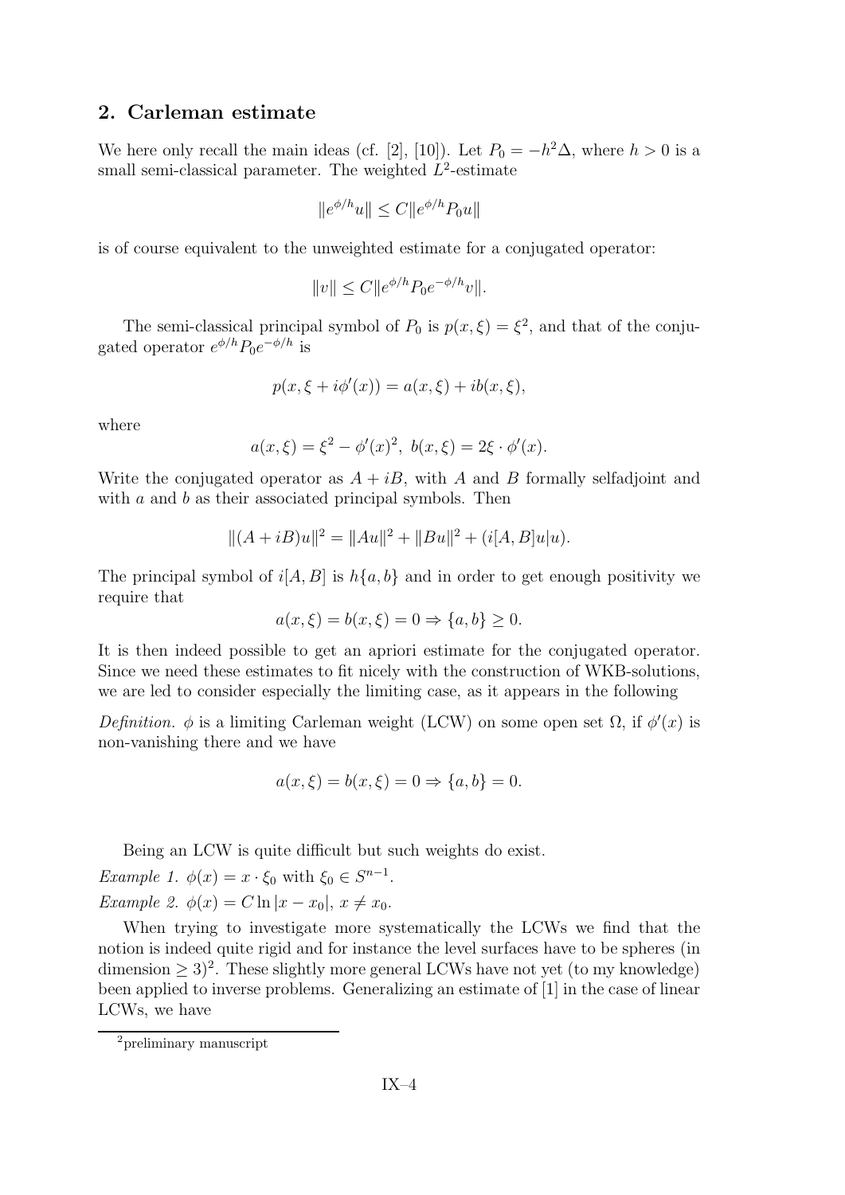## 2. Carleman estimate

We here only recall the main ideas (cf. [2], [10]). Let $P_0 = -h^2\Delta$, where $h > 0$ is a small semi-classical parameter. The weighted $L^2$-estimate

$$\|e^{\phi/h}u\| \leq C\|e^{\phi/h}P_0u\|$$

is of course equivalent to the unweighted estimate for a conjugated operator:

$$\|v\| \leq C\|e^{\phi/h}P_0e^{-\phi/h}v\|.$$

The semi-classical principal symbol of $P_0$ is $p(x,\xi) = \xi^2$, and that of the conjugated operator $e^{\phi/h}P_0e^{-\phi/h}$ is

$$p(x, \xi + i\phi'(x)) = a(x,\xi) + ib(x,\xi),$$

where

$$a(x,\xi) = \xi^2 - \phi'(x)^2,\ b(x,\xi) = 2\xi \cdot \phi'(x).$$

Write the conjugated operator as $A + iB$, with $A$ and $B$ formally selfadjoint and with $a$ and $b$ as their associated principal symbols. Then

$$\|(A+iB)u\|^2 = \|Au\|^2 + \|Bu\|^2 + (i[A,B]u|u).$$

The principal symbol of $i[A,B]$ is $h\{a,b\}$ and in order to get enough positivity we require that

$$a(x,\xi) = b(x,\xi) = 0 \Rightarrow \{a,b\} \geq 0.$$

It is then indeed possible to get an apriori estimate for the conjugated operator. Since we need these estimates to fit nicely with the construction of WKB-solutions, we are led to consider especially the limiting case, as it appears in the following

*Definition.* $\phi$ is a limiting Carleman weight (LCW) on some open set $\Omega$, if $\phi'(x)$ is non-vanishing there and we have

$$a(x,\xi) = b(x,\xi) = 0 \Rightarrow \{a,b\} = 0.$$

Being an LCW is quite difficult but such weights do exist.

*Example 1.* $\phi(x) = x \cdot \xi_0$ with $\xi_0 \in S^{n-1}$.

*Example 2.* $\phi(x) = C \ln|x - x_0|$, $x \neq x_0$.

When trying to investigate more systematically the LCWs we find that the notion is indeed quite rigid and for instance the level surfaces have to be spheres (in dimension $\geq 3$)[2]. These slightly more general LCWs have not yet (to my knowledge) been applied to inverse problems. Generalizing an estimate of [1] in the case of linear LCWs, we have

[2] preliminary manuscript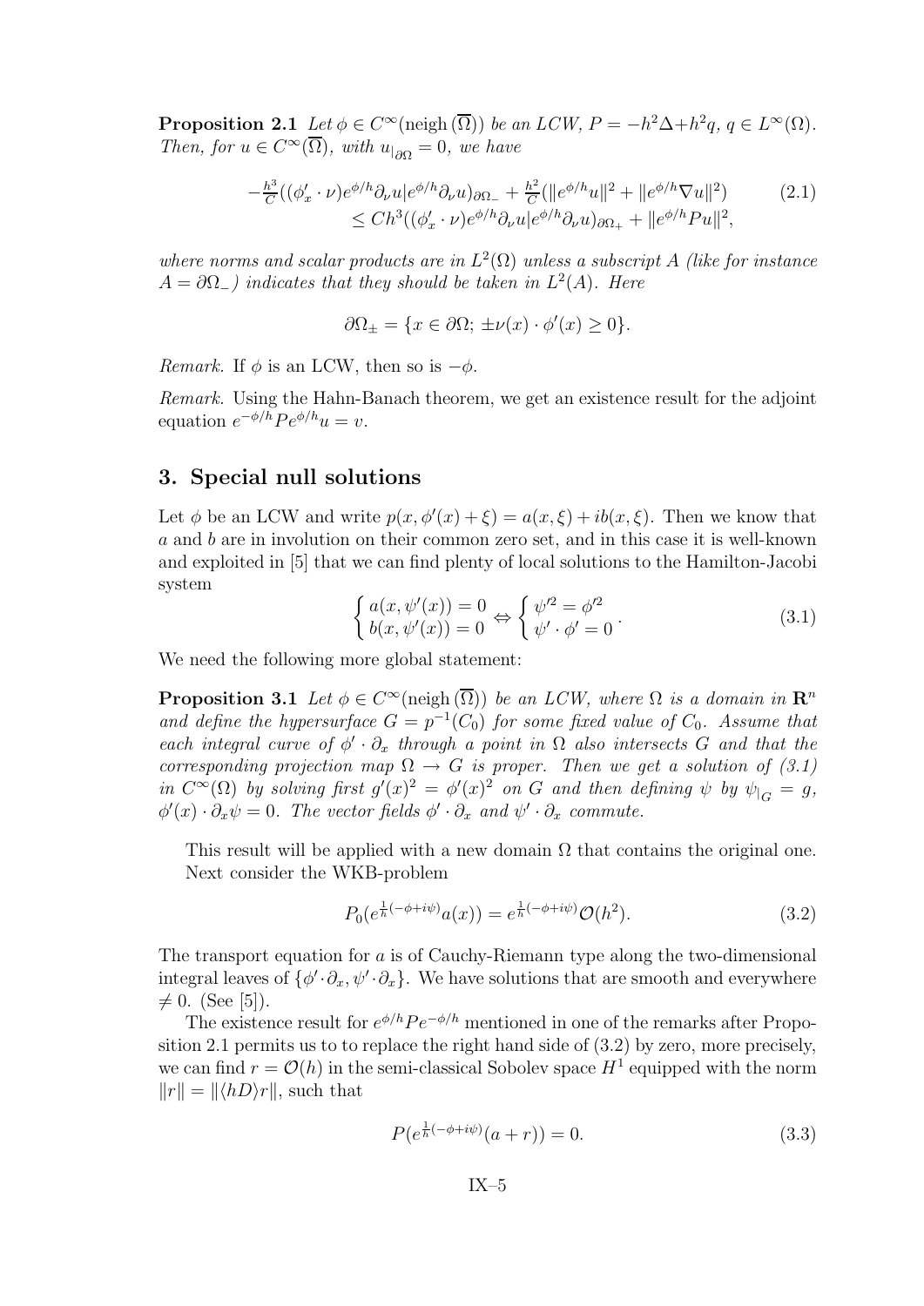**Proposition 2.1** *Let $\phi \in C^\infty(\mathrm{neigh}\,(\overline{\Omega}))$ be an LCW, $P = -h^2\Delta + h^2 q$, $q \in L^\infty(\Omega)$. Then, for $u \in C^\infty(\overline{\Omega})$, with $u_{|_{\partial\Omega}} = 0$, we have*

$$
\begin{aligned}
-\tfrac{h^3}{C}((\phi'_x \cdot \nu)e^{\phi/h}\partial_\nu u | e^{\phi/h}\partial_\nu u)_{\partial\Omega_-} + \tfrac{h^2}{C}(\|e^{\phi/h}u\|^2 + \|e^{\phi/h}\nabla u\|^2) \\
\leq Ch^3((\phi'_x \cdot \nu)e^{\phi/h}\partial_\nu u | e^{\phi/h}\partial_\nu u)_{\partial\Omega_+} + \|e^{\phi/h}Pu\|^2,
\end{aligned}
\tag{2.1}
$$

*where norms and scalar products are in $L^2(\Omega)$ unless a subscript $A$ (like for instance $A = \partial\Omega_-$) indicates that they should be taken in $L^2(A)$. Here*

$$
\partial\Omega_\pm = \{x \in \partial\Omega;\ \pm\nu(x) \cdot \phi'(x) \geq 0\}.
$$

*Remark.* If $\phi$ is an LCW, then so is $-\phi$.

*Remark.* Using the Hahn-Banach theorem, we get an existence result for the adjoint equation $e^{-\phi/h}Pe^{\phi/h}u = v$.

## 3. Special null solutions

Let $\phi$ be an LCW and write $p(x, \phi'(x) + \xi) = a(x, \xi) + ib(x, \xi)$. Then we know that $a$ and $b$ are in involution on their common zero set, and in this case it is well-known and exploited in [5] that we can find plenty of local solutions to the Hamilton-Jacobi system

$$
\begin{cases} a(x, \psi'(x)) = 0 \\ b(x, \psi'(x)) = 0 \end{cases} \Leftrightarrow \begin{cases} \psi'^2 = \phi'^2 \\ \psi' \cdot \phi' = 0 \end{cases}.
\tag{3.1}
$$

We need the following more global statement:

**Proposition 3.1** *Let $\phi \in C^\infty(\mathrm{neigh}\,(\overline{\Omega}))$ be an LCW, where $\Omega$ is a domain in $\mathbf{R}^n$ and define the hypersurface $G = p^{-1}(C_0)$ for some fixed value of $C_0$. Assume that each integral curve of $\phi' \cdot \partial_x$ through a point in $\Omega$ also intersects $G$ and that the corresponding projection map $\Omega \to G$ is proper. Then we get a solution of (3.1) in $C^\infty(\Omega)$ by solving first $g'(x)^2 = \phi'(x)^2$ on $G$ and then defining $\psi$ by $\psi_{|_G} = g$, $\phi'(x) \cdot \partial_x \psi = 0$. The vector fields $\phi' \cdot \partial_x$ and $\psi' \cdot \partial_x$ commute.*

This result will be applied with a new domain $\Omega$ that contains the original one. Next consider the WKB-problem

$$
P_0(e^{\frac{1}{h}(-\phi + i\psi)}a(x)) = e^{\frac{1}{h}(-\phi + i\psi)}\mathcal{O}(h^2).
\tag{3.2}
$$

The transport equation for $a$ is of Cauchy-Riemann type along the two-dimensional integral leaves of $\{\phi' \cdot \partial_x, \psi' \cdot \partial_x\}$. We have solutions that are smooth and everywhere $\neq 0$. (See [5]).

The existence result for $e^{\phi/h}Pe^{-\phi/h}$ mentioned in one of the remarks after Proposition 2.1 permits us to to replace the right hand side of (3.2) by zero, more precisely, we can find $r = \mathcal{O}(h)$ in the semi-classical Sobolev space $H^1$ equipped with the norm $\|r\| = \|\langle hD \rangle r\|$, such that

$$
P(e^{\frac{1}{h}(-\phi + i\psi)}(a + r)) = 0.
\tag{3.3}
$$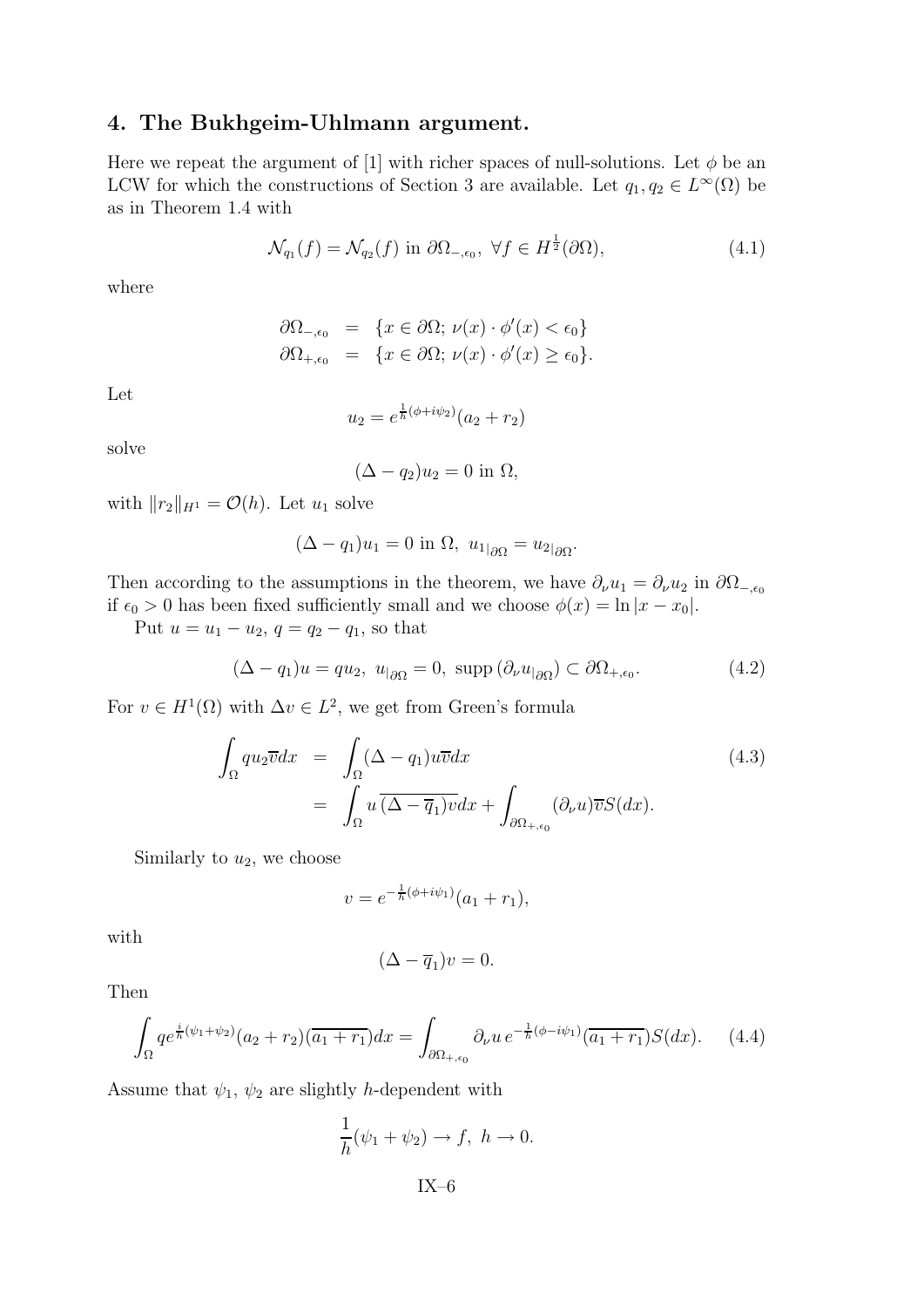## 4. The Bukhgeim-Uhlmann argument.

Here we repeat the argument of [1] with richer spaces of null-solutions. Let $\phi$ be an LCW for which the constructions of Section 3 are available. Let $q_1, q_2 \in L^\infty(\Omega)$ be as in Theorem 1.4 with

$$\mathcal{N}_{q_1}(f) = \mathcal{N}_{q_2}(f) \text{ in } \partial\Omega_{-,\epsilon_0},\ \forall f \in H^{\frac{1}{2}}(\partial\Omega), \tag{4.1}$$

where

$$\begin{aligned} \partial\Omega_{-,\epsilon_0} &= \{x \in \partial\Omega;\ \nu(x)\cdot\phi'(x) < \epsilon_0\} \\ \partial\Omega_{+,\epsilon_0} &= \{x \in \partial\Omega;\ \nu(x)\cdot\phi'(x) \geq \epsilon_0\}. \end{aligned}$$

Let

$$u_2 = e^{\frac{1}{h}(\phi + i\psi_2)}(a_2 + r_2)$$

solve

$$(\Delta - q_2)u_2 = 0 \text{ in } \Omega,$$

with $\|r_2\|_{H^1} = \mathcal{O}(h)$. Let $u_1$ solve

$$(\Delta - q_1)u_1 = 0 \text{ in } \Omega,\ u_{1|\partial\Omega} = u_{2|\partial\Omega}.$$

Then according to the assumptions in the theorem, we have $\partial_\nu u_1 = \partial_\nu u_2$ in $\partial\Omega_{-,\epsilon_0}$ if $\epsilon_0 > 0$ has been fixed sufficiently small and we choose $\phi(x) = \ln|x - x_0|$.

Put $u = u_1 - u_2$, $q = q_2 - q_1$, so that

$$(\Delta - q_1)u = qu_2,\ u_{|\partial\Omega} = 0,\ \operatorname{supp}(\partial_\nu u_{|\partial\Omega}) \subset \partial\Omega_{+,\epsilon_0}. \tag{4.2}$$

For $v \in H^1(\Omega)$ with $\Delta v \in L^2$, we get from Green's formula

$$\begin{aligned} \int_\Omega q u_2 \overline{v} dx &= \int_\Omega (\Delta - q_1)u\overline{v}dx \\ &= \int_\Omega u\,\overline{(\Delta - \overline{q}_1)v}dx + \int_{\partial\Omega_{+,\epsilon_0}} (\partial_\nu u)\overline{v} S(dx). \end{aligned} \tag{4.3}$$

Similarly to $u_2$, we choose

$$v = e^{-\frac{1}{h}(\phi + i\psi_1)}(a_1 + r_1),$$

with

$$(\Delta - \overline{q}_1)v = 0.$$

Then

$$\int_\Omega q e^{\frac{i}{h}(\psi_1 + \psi_2)}(a_2 + r_2)(\overline{a_1 + r_1})dx = \int_{\partial\Omega_{+,\epsilon_0}} \partial_\nu u\, e^{-\frac{1}{h}(\phi - i\psi_1)}(\overline{a_1 + r_1})S(dx). \tag{4.4}$$

Assume that $\psi_1$, $\psi_2$ are slightly $h$-dependent with

$$\frac{1}{h}(\psi_1 + \psi_2) \to f,\ h \to 0.$$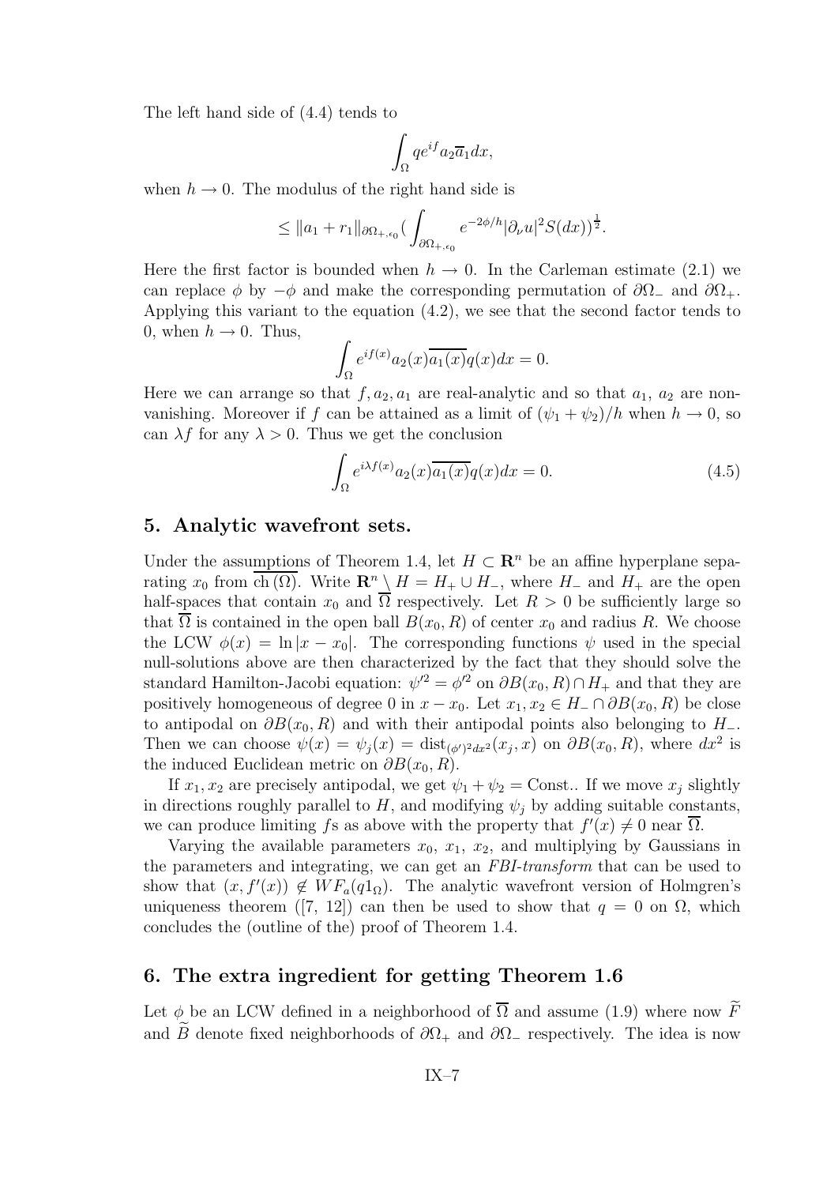The left hand side of (4.4) tends to

$$\int_\Omega q e^{if} a_2 \overline{a}_1 dx,$$

when $h \to 0$. The modulus of the right hand side is

$$\leq \|a_1 + r_1\|_{\partial\Omega_{+,\epsilon_0}} \Big( \int_{\partial\Omega_{+,\epsilon_0}} e^{-2\phi/h} |\partial_\nu u|^2 S(dx) \Big)^{\frac{1}{2}}.$$

Here the first factor is bounded when $h \to 0$. In the Carleman estimate (2.1) we can replace $\phi$ by $-\phi$ and make the corresponding permutation of $\partial\Omega_-$ and $\partial\Omega_+$. Applying this variant to the equation (4.2), we see that the second factor tends to 0, when $h \to 0$. Thus,

$$\int_\Omega e^{if(x)} a_2(x) \overline{a_1(x)} q(x) dx = 0.$$

Here we can arrange so that $f, a_2, a_1$ are real-analytic and so that $a_1$, $a_2$ are non-vanishing. Moreover if $f$ can be attained as a limit of $(\psi_1 + \psi_2)/h$ when $h \to 0$, so can $\lambda f$ for any $\lambda > 0$. Thus we get the conclusion

$$\int_\Omega e^{i\lambda f(x)} a_2(x) \overline{a_1(x)} q(x) dx = 0. \tag{4.5}$$

## 5. Analytic wavefront sets.

Under the assumptions of Theorem 1.4, let $H \subset \mathbf{R}^n$ be an affine hyperplane separating $x_0$ from $\overline{\mathrm{ch}\,(\Omega)}$. Write $\mathbf{R}^n \setminus H = H_+ \cup H_-$, where $H_-$ and $H_+$ are the open half-spaces that contain $x_0$ and $\overline{\Omega}$ respectively. Let $R > 0$ be sufficiently large so that $\overline{\Omega}$ is contained in the open ball $B(x_0, R)$ of center $x_0$ and radius $R$. We choose the LCW $\phi(x) = \ln |x - x_0|$. The corresponding functions $\psi$ used in the special null-solutions above are then characterized by the fact that they should solve the standard Hamilton-Jacobi equation: $\psi'^2 = \phi'^2$ on $\partial B(x_0, R) \cap H_+$ and that they are positively homogeneous of degree 0 in $x - x_0$. Let $x_1, x_2 \in H_- \cap \partial B(x_0, R)$ be close to antipodal on $\partial B(x_0, R)$ and with their antipodal points also belonging to $H_-$. Then we can choose $\psi(x) = \psi_j(x) = \mathrm{dist}_{(\phi')^2 dx^2}(x_j, x)$ on $\partial B(x_0, R)$, where $dx^2$ is the induced Euclidean metric on $\partial B(x_0, R)$.

If $x_1, x_2$ are precisely antipodal, we get $\psi_1 + \psi_2 = \mathrm{Const.}$. If we move $x_j$ slightly in directions roughly parallel to $H$, and modifying $\psi_j$ by adding suitable constants, we can produce limiting $f$s as above with the property that $f'(x) \neq 0$ near $\overline{\Omega}$.

Varying the available parameters $x_0$, $x_1$, $x_2$, and multiplying by Gaussians in the parameters and integrating, we can get an *FBI-transform* that can be used to show that $(x, f'(x)) \notin WF_a(q 1_\Omega)$. The analytic wavefront version of Holmgren's uniqueness theorem ([7, 12]) can then be used to show that $q = 0$ on $\Omega$, which concludes the (outline of the) proof of Theorem 1.4.

## 6. The extra ingredient for getting Theorem 1.6

Let $\phi$ be an LCW defined in a neighborhood of $\overline{\Omega}$ and assume (1.9) where now $\widetilde{F}$ and $\widetilde{B}$ denote fixed neighborhoods of $\partial\Omega_+$ and $\partial\Omega_-$ respectively. The idea is now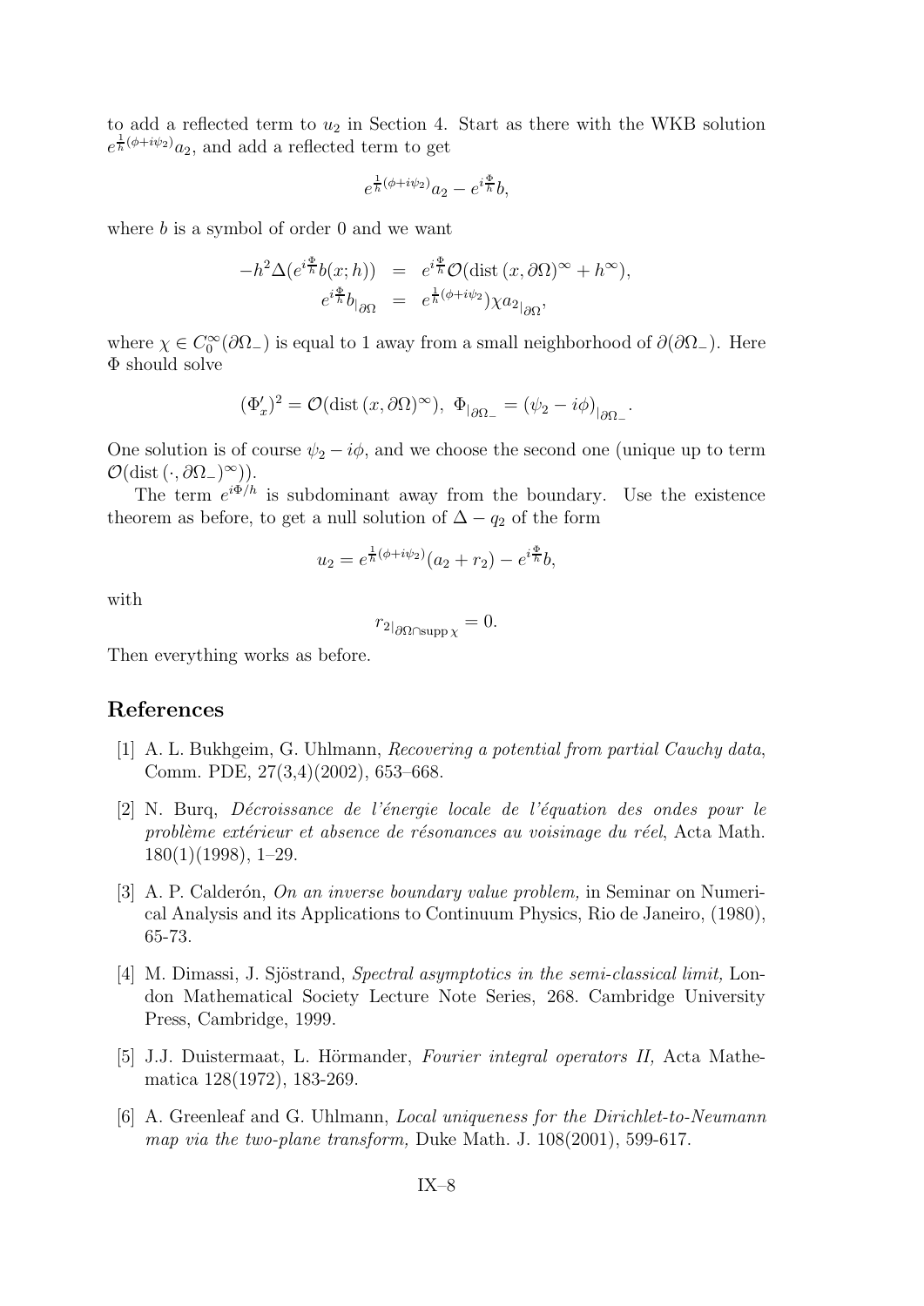to add a reflected term to $u_2$ in Section 4. Start as there with the WKB solution $e^{\frac{1}{h}(\phi+i\psi_2)}a_2$, and add a reflected term to get

$$e^{\frac{1}{h}(\phi+i\psi_2)}a_2 - e^{i\frac{\Phi}{h}}b,$$

where $b$ is a symbol of order 0 and we want

$$\begin{aligned}
-h^2\Delta(e^{i\frac{\Phi}{h}}b(x;h)) &= e^{i\frac{\Phi}{h}}\mathcal{O}(\mathrm{dist}\,(x,\partial\Omega)^\infty + h^\infty), \\
e^{i\frac{\Phi}{h}}b_{|_{\partial\Omega}} &= e^{\frac{1}{h}(\phi+i\psi_2)}\chi a_{2|_{\partial\Omega}},
\end{aligned}$$

where $\chi \in C_0^\infty(\partial\Omega_-)$ is equal to 1 away from a small neighborhood of $\partial(\partial\Omega_-)$. Here $\Phi$ should solve

$$(\Phi'_x)^2 = \mathcal{O}(\mathrm{dist}\,(x,\partial\Omega)^\infty),\ \Phi_{|_{\partial\Omega_-}} = (\psi_2 - i\phi)_{|_{\partial\Omega_-}}.$$

One solution is of course $\psi_2 - i\phi$, and we choose the second one (unique up to term $\mathcal{O}(\mathrm{dist}\,(\cdot,\partial\Omega_-)^\infty)$).

The term $e^{i\Phi/h}$ is subdominant away from the boundary. Use the existence theorem as before, to get a null solution of $\Delta - q_2$ of the form

$$u_2 = e^{\frac{1}{h}(\phi+i\psi_2)}(a_2 + r_2) - e^{i\frac{\Phi}{h}}b,$$

with

$$r_{2|_{\partial\Omega\cap\mathrm{supp}\,\chi}} = 0.$$

Then everything works as before.

## References

[1] A. L. Bukhgeim, G. Uhlmann, *Recovering a potential from partial Cauchy data*, Comm. PDE, 27(3,4)(2002), 653–668.

[2] N. Burq, *Décroissance de l'énergie locale de l'équation des ondes pour le problème extérieur et absence de résonances au voisinage du réel*, Acta Math. 180(1)(1998), 1–29.

[3] A. P. Calderón, *On an inverse boundary value problem,* in Seminar on Numerical Analysis and its Applications to Continuum Physics, Rio de Janeiro, (1980), 65-73.

[4] M. Dimassi, J. Sjöstrand, *Spectral asymptotics in the semi-classical limit,* London Mathematical Society Lecture Note Series, 268. Cambridge University Press, Cambridge, 1999.

[5] J.J. Duistermaat, L. Hörmander, *Fourier integral operators II,* Acta Mathematica 128(1972), 183-269.

[6] A. Greenleaf and G. Uhlmann, *Local uniqueness for the Dirichlet-to-Neumann map via the two-plane transform,* Duke Math. J. 108(2001), 599-617.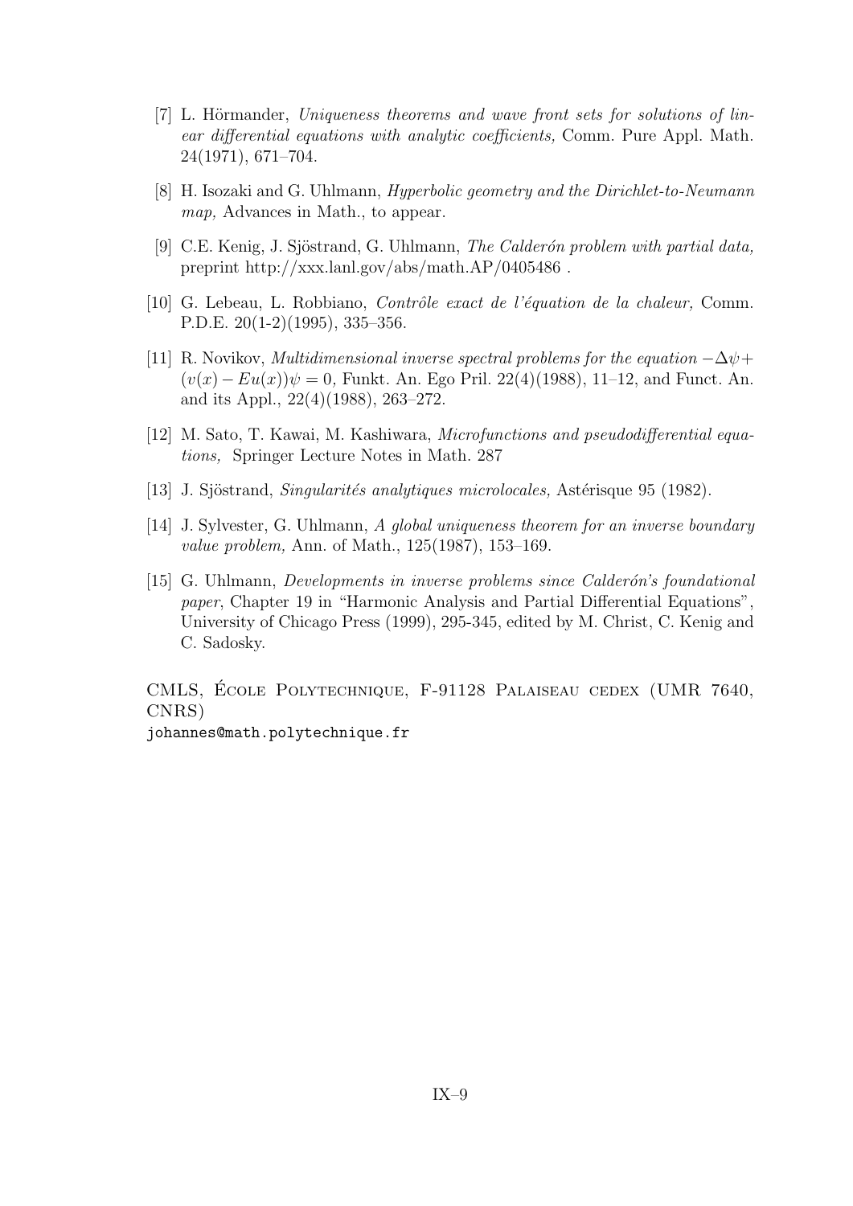[7] L. Hörmander, *Uniqueness theorems and wave front sets for solutions of linear differential equations with analytic coefficients,* Comm. Pure Appl. Math. 24(1971), 671–704.

[8] H. Isozaki and G. Uhlmann, *Hyperbolic geometry and the Dirichlet-to-Neumann map,* Advances in Math., to appear.

[9] C.E. Kenig, J. Sjöstrand, G. Uhlmann, *The Calderón problem with partial data,* preprint http://xxx.lanl.gov/abs/math.AP/0405486 .

[10] G. Lebeau, L. Robbiano, *Contrôle exact de l'équation de la chaleur,* Comm. P.D.E. 20(1-2)(1995), 335–356.

[11] R. Novikov, *Multidimensional inverse spectral problems for the equation* $-\Delta\psi + (v(x) - Eu(x))\psi = 0$, Funkt. An. Ego Pril. 22(4)(1988), 11–12, and Funct. An. and its Appl., 22(4)(1988), 263–272.

[12] M. Sato, T. Kawai, M. Kashiwara, *Microfunctions and pseudodifferential equations,* Springer Lecture Notes in Math. 287

[13] J. Sjöstrand, *Singularités analytiques microlocales,* Astérisque 95 (1982).

[14] J. Sylvester, G. Uhlmann, *A global uniqueness theorem for an inverse boundary value problem,* Ann. of Math., 125(1987), 153–169.

[15] G. Uhlmann, *Developments in inverse problems since Calderón's foundational paper*, Chapter 19 in "Harmonic Analysis and Partial Differential Equations", University of Chicago Press (1999), 295-345, edited by M. Christ, C. Kenig and C. Sadosky.

CMLS, École Polytechnique, F-91128 Palaiseau cedex (UMR 7640, CNRS)
johannes@math.polytechnique.fr